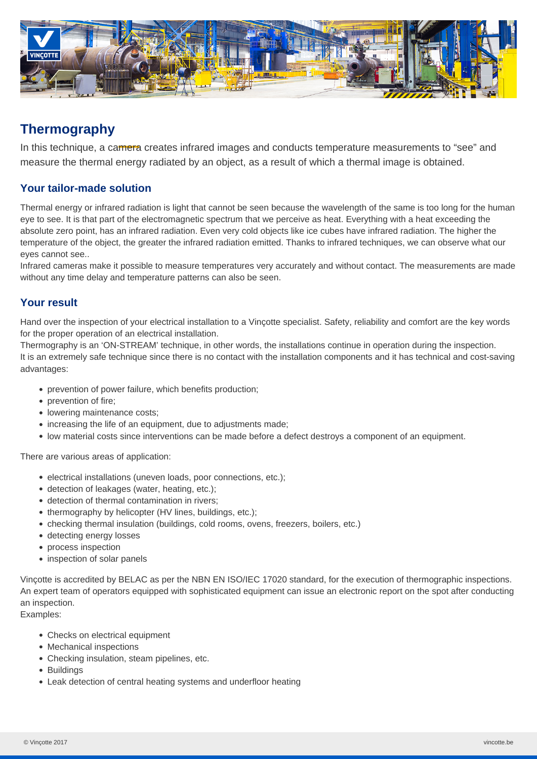# Thermography

In this technique, a camera creates infrared images and conducts temperature measurements to "see" and measure the thermal energy radiated by an object, as a result of which a thermal image is obtained.

## Your tailor-made solution

Thermal energy or infrared radiation is light that cannot be seen because the wavelength of the same is too long for the human eye to see. It is that part of the electromagnetic spectrum that we perceive as heat. Everything with a heat exceeding the absolute zero point, has an infrared radiation. Even very cold objects like ice cubes have infrared radiation. The higher the temperature of the object, the greater the infrared radiation emitted. Thanks to infrared techniques, we can observe what our eyes cannot see..

Infrared cameras make it possible to measure temperatures very accurately and without contact. The measurements are made without any time delay and temperature patterns can also be seen.

## Your result

Hand over the inspection of your electrical installation to a Vinçotte specialist. Safety, reliability and comfort are the key words for the proper operation of an electrical installation.

Thermography is an 'ON-STREAM' technique, in other words, the installations continue in operation during the inspection. It is an extremely safe technique since there is no contact with the installation components and it has technical and cost-saving advantages:

- prevention of power failure, which benefits production;
- prevention of fire;
- lowering maintenance costs;
- increasing the life of an equipment, due to adjustments made;
- low material costs since interventions can be made before a defect destroys a component of an equipment.

There are various areas of application:

- electrical installations (uneven loads, poor connections, etc.);
- detection of leakages (water, heating, etc.);
- detection of thermal contamination in rivers;
- thermography by helicopter (HV lines, buildings, etc.);
- checking thermal insulation (buildings, cold rooms, ovens, freezers, boilers, etc.)
- detecting energy losses
- process inspection
- inspection of solar panels

Vinçotte is accredited by BELAC as per the NBN EN ISO/IEC 17020 standard, for the execution of thermographic inspections. An expert team of operators equipped with sophisticated equipment can issue an electronic report on the spot after conducting an inspection.

Examples:

- Checks on electrical equipment
- Mechanical inspections
- Checking insulation, steam pipelines, etc.
- Buildings
- Leak detection of central heating systems and underfloor heating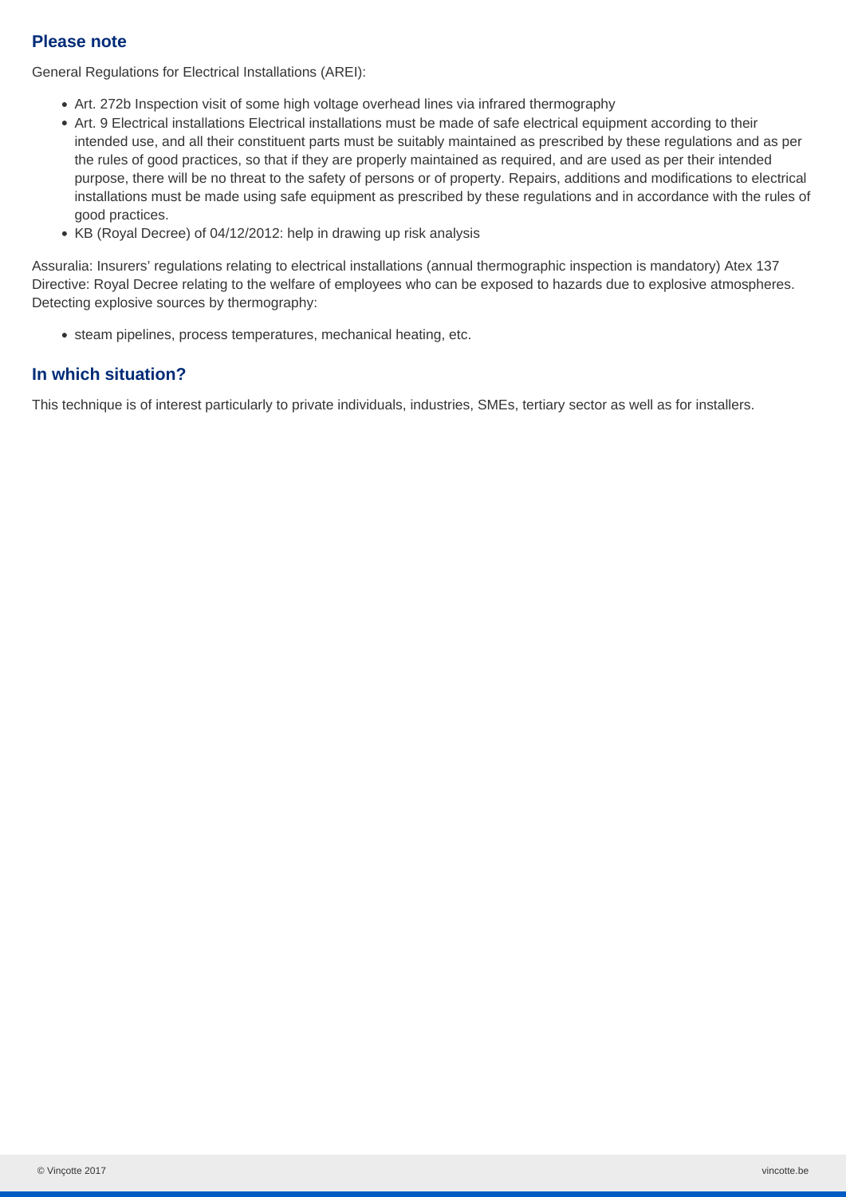## Please note

General Regulations for Electrical Installations (AREI):

- Art. 272b Inspection visit of some high voltage overhead lines via infrared thermography
- Art. 9 Electrical installations Electrical installations must be made of safe electrical equipment according to their intended use, and all their constituent parts must be suitably maintained as prescribed by these regulations and as per the rules of good practices, so that if they are properly maintained as required, and are used as per their intended purpose, there will be no threat to the safety of persons or of property. Repairs, additions and modifications to electrical installations must be made using safe equipment as prescribed by these regulations and in accordance with the rules of good practices.
- KB (Royal Decree) of 04/12/2012: help in drawing up risk analysis

Assuralia: Insurers' regulations relating to electrical installations (annual thermographic inspection is mandatory) Atex 137 Directive: Royal Decree relating to the welfare of employees who can be exposed to hazards due to explosive atmospheres. Detecting explosive sources by thermography:

- steam pipelines, process temperatures, mechanical heating, etc.

## In which situation?

This technique is of interest particularly to private individuals, industries, SMEs, tertiary sector as well as for installers.